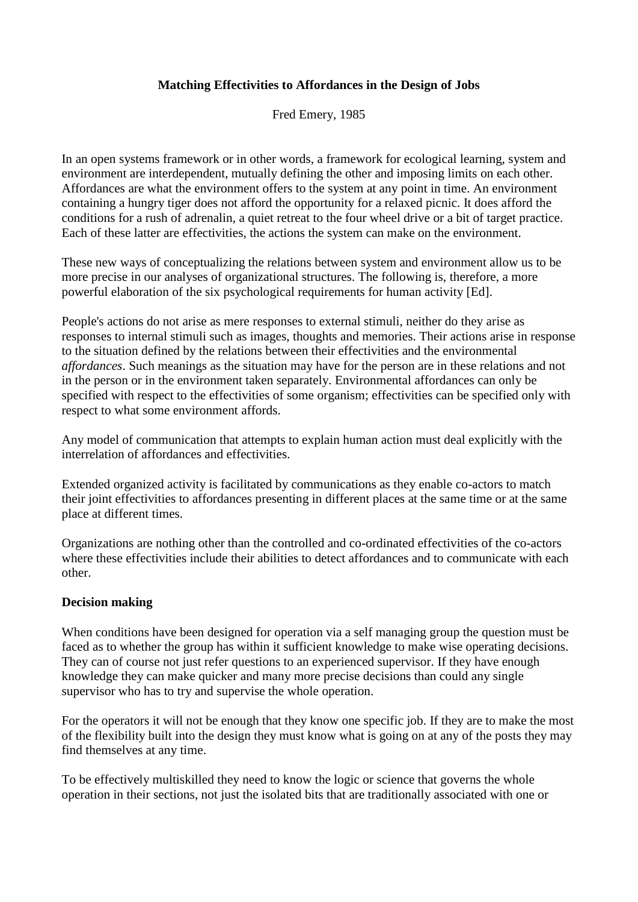# Matching Effectivities to Affordances in the Design of Jobs

Fred Emery, 1985

In an open systems framework or in other words, a framework for ecological learning, system and environment are interdependent, mutually defining the other and imposing limits on each other. Affordances are what the environment offers to the system at any point in time. An environment containing a hungry tiger does not afford the opportunity for a relaxed picnic. It does afford the conditions for a rush of adrenalin, a quiet retreat to the four wheel drive or a bit of target practice. Each of these latter are effectivities, the actions the system can make on the environment.

These new ways of conceptualizing the relations between system and environment allow us to be more precise in our analyses of organizational structures. The following is, therefore, a more powerful elaboration of the six psychological requirements for human activity [Ed].

People's actions do not arise as mere responses to external stimuli, neither do they arise as responses to internal stimuli such as images, thoughts and memories. Their actions arise in response to the situation defined by the relations between their effectivities and the environmental *affordances*. Such meanings as the situation may have for the person are in these relations and not in the person or in the environment taken separately. Environmental affordances can only be specified with respect to the effectivities of some organism; effectivities can be specified only with respect to what some environment affords.

Any model of communication that attempts to explain human action must deal explicitly with the interrelation of affordances and effectivities.

Extended organized activity is facilitated by communications as they enable co-actors to match their joint effectivities to affordances presenting in different places at the same time or at the same place at different times.

Organizations are nothing other than the controlled and co-ordinated effectivities of the co-actors where these effectivities include their abilities to detect affordances and to communicate with each other.

**Decision making**

When conditions have been designed for operation via a self managing group the question must be faced as to whether the group has within it sufficient knowledge to make wise operating decisions. They can of course not just refer questions to an experienced supervisor. If they have enough knowledge they can make quicker and many more precise decisions than could any single supervisor who has to try and supervise the whole operation.

For the operators it will not be enough that they know one specific job. If they are to make the most of the flexibility built into the design they must know what is going on at any of the posts they may find themselves at any time.

To be effectively multiskilled they need to know the logic or science that governs the whole operation in their sections, not just the isolated bits that are traditionally associated with one or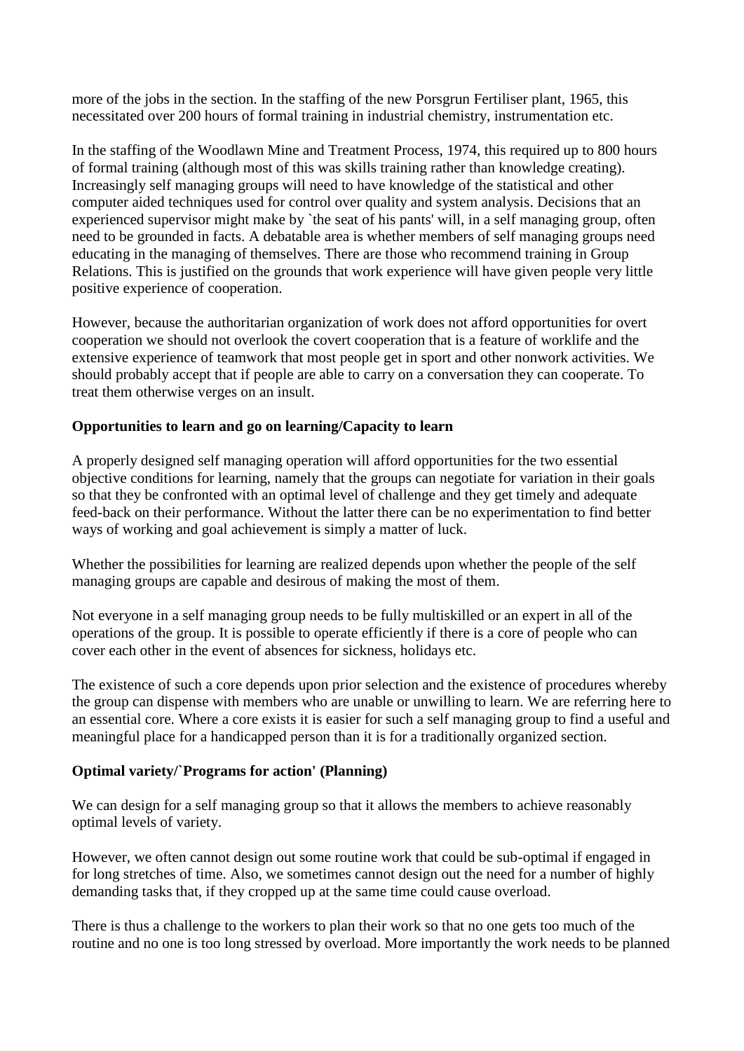more of the jobs in the section. In the staffing of the new Porsgrun Fertiliser plant, 1965, this necessitated over 200 hours of formal training in industrial chemistry, instrumentation etc.

In the staffing of the Woodlawn Mine and Treatment Process, 1974, this required up to 800 hours of formal training (although most of this was skills training rather than knowledge creating). Increasingly self managing groups will need to have knowledge of the statistical and other computer aided techniques used for control over quality and system analysis. Decisions that an experienced supervisor might make by `the seat of his pants' will, in a self managing group, often need to be grounded in facts. A debatable area is whether members of self managing groups need educating in the managing of themselves. There are those who recommend training in Group Relations. This is justified on the grounds that work experience will have given people very little positive experience of cooperation.

However, because the authoritarian organization of work does not afford opportunities for overt cooperation we should not overlook the covert cooperation that is a feature of worklife and the extensive experience of teamwork that most people get in sport and other nonwork activities. We should probably accept that if people are able to carry on a conversation they can cooperate. To treat them otherwise verges on an insult.

**Opportunities to learn and go on learning/Capacity to learn**

A properly designed self managing operation will afford opportunities for the two essential objective conditions for learning, namely that the groups can negotiate for variation in their goals so that they be confronted with an optimal level of challenge and they get timely and adequate feed-back on their performance. Without the latter there can be no experimentation to find better ways of working and goal achievement is simply a matter of luck.

Whether the possibilities for learning are realized depends upon whether the people of the self managing groups are capable and desirous of making the most of them.

Not everyone in a self managing group needs to be fully multiskilled or an expert in all of the operations of the group. It is possible to operate efficiently if there is a core of people who can cover each other in the event of absences for sickness, holidays etc.

The existence of such a core depends upon prior selection and the existence of procedures whereby the group can dispense with members who are unable or unwilling to learn. We are referring here to an essential core. Where a core exists it is easier for such a self managing group to find a useful and meaningful place for a handicapped person than it is for a traditionally organized section.

**Optimal variety/`Programs for action' (Planning)**

We can design for a self managing group so that it allows the members to achieve reasonably optimal levels of variety.

However, we often cannot design out some routine work that could be sub-optimal if engaged in for long stretches of time. Also, we sometimes cannot design out the need for a number of highly demanding tasks that, if they cropped up at the same time could cause overload.

There is thus a challenge to the workers to plan their work so that no one gets too much of the routine and no one is too long stressed by overload. More importantly the work needs to be planned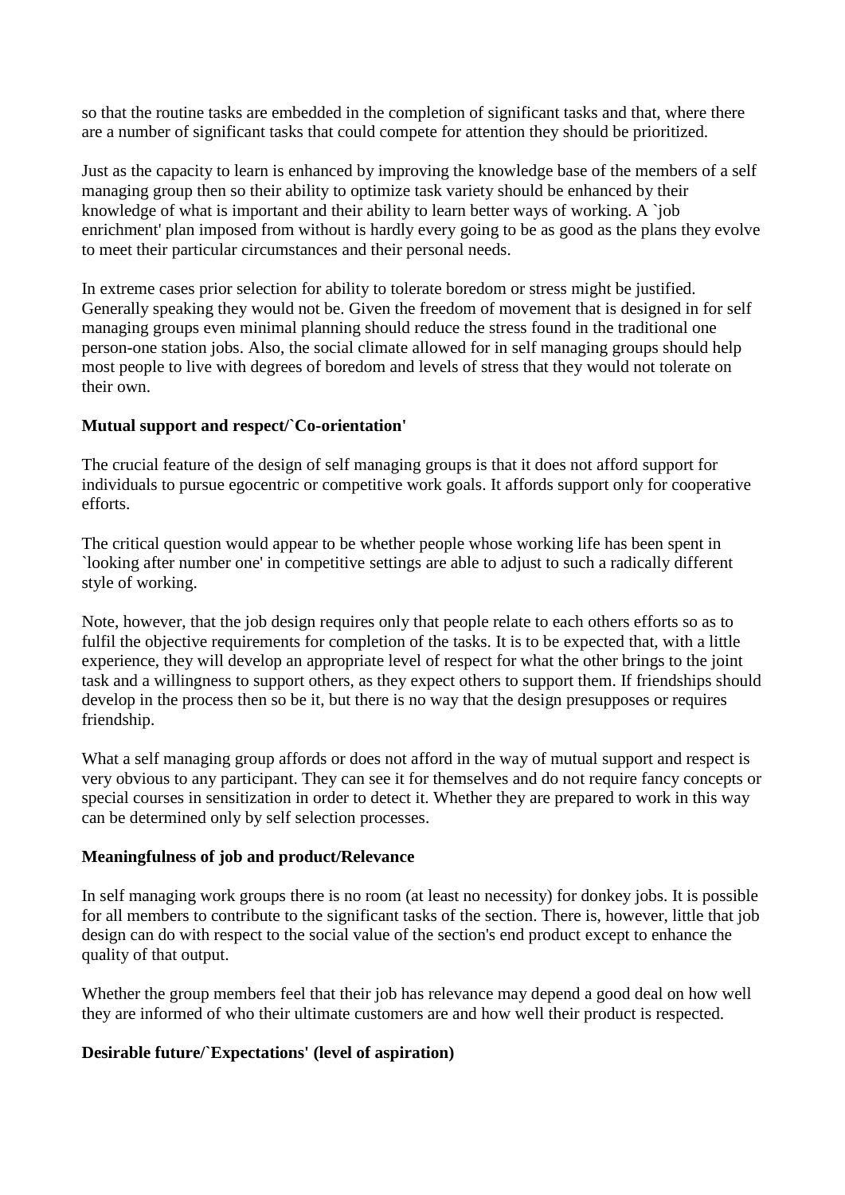so that the routine tasks are embedded in the completion of significant tasks and that, where there are a number of significant tasks that could compete for attention they should be prioritized.

Just as the capacity to learn is enhanced by improving the knowledge base of the members of a self managing group then so their ability to optimize task variety should be enhanced by their knowledge of what is important and their ability to learn better ways of working. A `job enrichment' plan imposed from without is hardly every going to be as good as the plans they evolve to meet their particular circumstances and their personal needs.

In extreme cases prior selection for ability to tolerate boredom or stress might be justified. Generally speaking they would not be. Given the freedom of movement that is designed in for self managing groups even minimal planning should reduce the stress found in the traditional one person-one station jobs. Also, the social climate allowed for in self managing groups should help most people to live with degrees of boredom and levels of stress that they would not tolerate on their own.

**Mutual support and respect/`Co-orientation'**

The crucial feature of the design of self managing groups is that it does not afford support for individuals to pursue egocentric or competitive work goals. It affords support only for cooperative efforts.

The critical question would appear to be whether people whose working life has been spent in `looking after number one' in competitive settings are able to adjust to such a radically different style of working.

Note, however, that the job design requires only that people relate to each others efforts so as to fulfil the objective requirements for completion of the tasks. It is to be expected that, with a little experience, they will develop an appropriate level of respect for what the other brings to the joint task and a willingness to support others, as they expect others to support them. If friendships should develop in the process then so be it, but there is no way that the design presupposes or requires friendship.

What a self managing group affords or does not afford in the way of mutual support and respect is very obvious to any participant. They can see it for themselves and do not require fancy concepts or special courses in sensitization in order to detect it. Whether they are prepared to work in this way can be determined only by self selection processes.

**Meaningfulness of job and product/Relevance**

In self managing work groups there is no room (at least no necessity) for donkey jobs. It is possible for all members to contribute to the significant tasks of the section. There is, however, little that job design can do with respect to the social value of the section's end product except to enhance the quality of that output.

Whether the group members feel that their job has relevance may depend a good deal on how well they are informed of who their ultimate customers are and how well their product is respected.

**Desirable future/`Expectations' (level of aspiration)**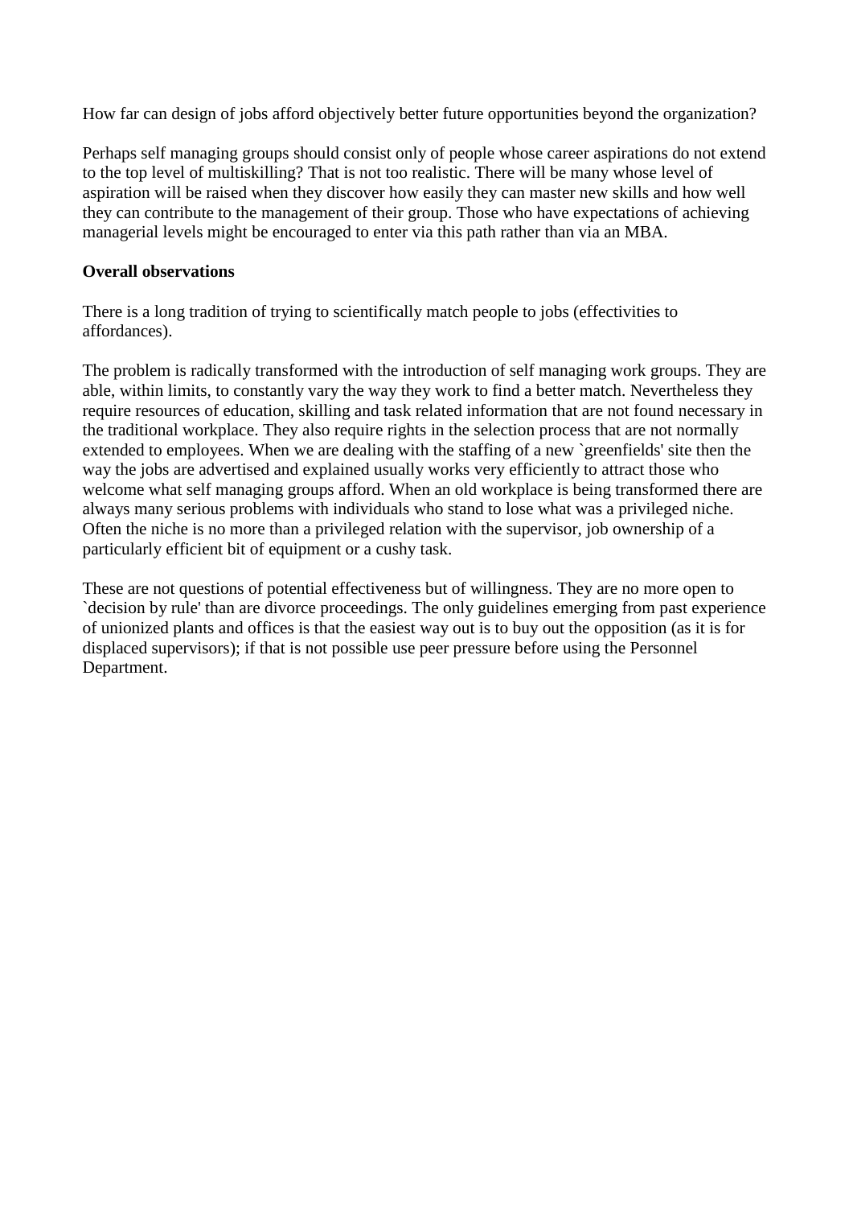How far can design of jobs afford objectively better future opportunities beyond the organization?

Perhaps self managing groups should consist only of people whose career aspirations do not extend to the top level of multiskilling? That is not too realistic. There will be many whose level of aspiration will be raised when they discover how easily they can master new skills and how well they can contribute to the management of their group. Those who have expectations of achieving managerial levels might be encouraged to enter via this path rather than via an MBA.

**Overall observations**

There is a long tradition of trying to scientifically match people to jobs (effectivities to affordances).

The problem is radically transformed with the introduction of self managing work groups. They are able, within limits, to constantly vary the way they work to find a better match. Nevertheless they require resources of education, skilling and task related information that are not found necessary in the traditional workplace. They also require rights in the selection process that are not normally extended to employees. When we are dealing with the staffing of a new `greenfields' site then the way the jobs are advertised and explained usually works very efficiently to attract those who welcome what self managing groups afford. When an old workplace is being transformed there are always many serious problems with individuals who stand to lose what was a privileged niche. Often the niche is no more than a privileged relation with the supervisor, job ownership of a particularly efficient bit of equipment or a cushy task.

These are not questions of potential effectiveness but of willingness. They are no more open to `decision by rule' than are divorce proceedings. The only guidelines emerging from past experience of unionized plants and offices is that the easiest way out is to buy out the opposition (as it is for displaced supervisors); if that is not possible use peer pressure before using the Personnel Department.